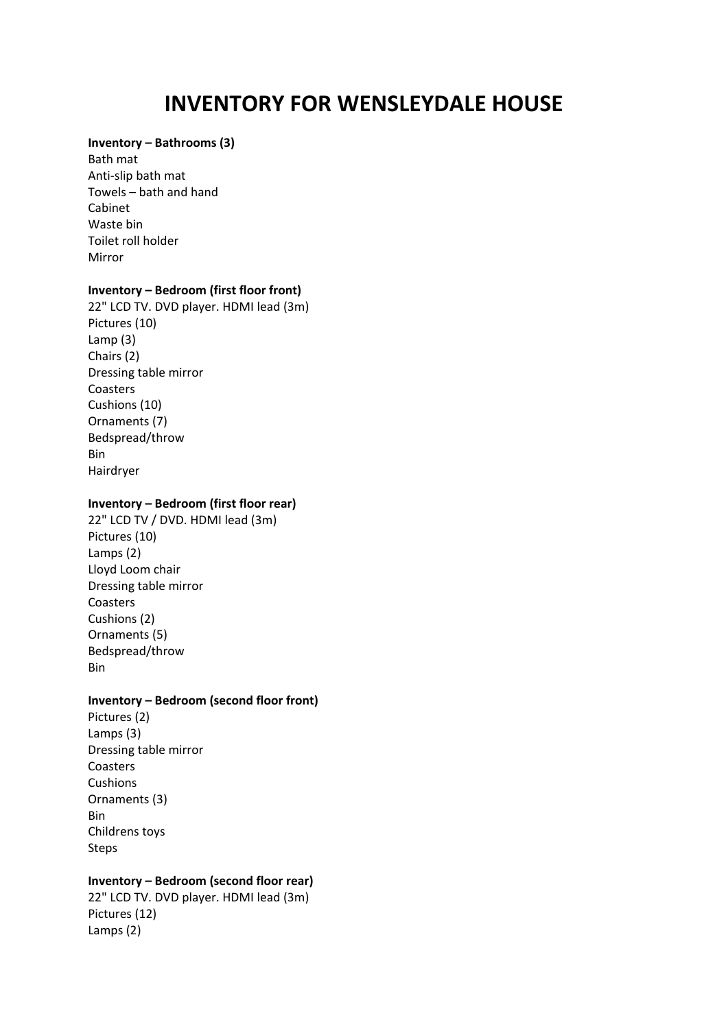# INVENTORY FOR WENSLEYDALE HOUSE

**Inventory – Bathrooms (3)**
Bath mat
Anti-slip bath mat
Towels – bath and hand
Cabinet
Waste bin
Toilet roll holder
Mirror

**Inventory – Bedroom (first floor front)**
22" LCD TV. DVD player. HDMI lead (3m)
Pictures (10)
Lamp (3)
Chairs (2)
Dressing table mirror
Coasters
Cushions (10)
Ornaments (7)
Bedspread/throw
Bin
Hairdryer

**Inventory – Bedroom (first floor rear)**
22" LCD TV / DVD. HDMI lead (3m)
Pictures (10)
Lamps (2)
Lloyd Loom chair
Dressing table mirror
Coasters
Cushions (2)
Ornaments (5)
Bedspread/throw
Bin

**Inventory – Bedroom (second floor front)**
Pictures (2)
Lamps (3)
Dressing table mirror
Coasters
Cushions
Ornaments (3)
Bin
Childrens toys
Steps

**Inventory – Bedroom (second floor rear)**
22" LCD TV. DVD player. HDMI lead (3m)
Pictures (12)
Lamps (2)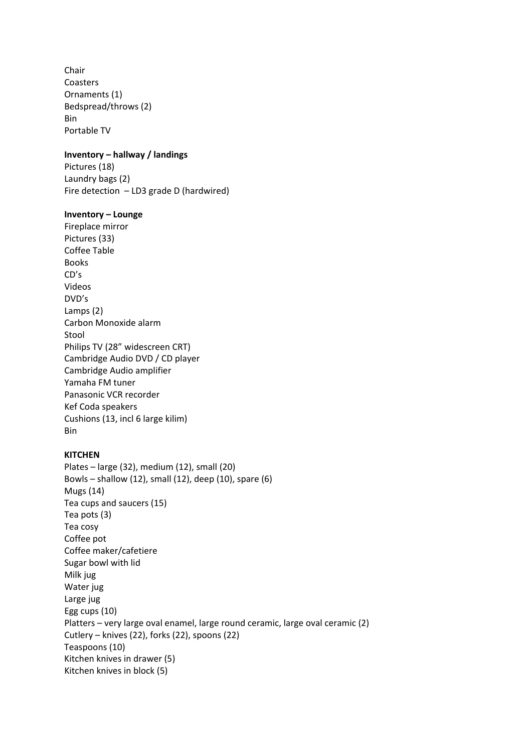Chair
Coasters
Ornaments (1)
Bedspread/throws (2)
Bin
Portable TV

**Inventory – hallway / landings**

Pictures (18)
Laundry bags (2)
Fire detection – LD3 grade D (hardwired)

**Inventory – Lounge**

Fireplace mirror
Pictures (33)
Coffee Table
Books
CD's
Videos
DVD's
Lamps (2)
Carbon Monoxide alarm
Stool
Philips TV (28" widescreen CRT)
Cambridge Audio DVD / CD player
Cambridge Audio amplifier
Yamaha FM tuner
Panasonic VCR recorder
Kef Coda speakers
Cushions (13, incl 6 large kilim)
Bin

**KITCHEN**

Plates – large (32), medium (12), small (20)
Bowls – shallow (12), small (12), deep (10), spare (6)
Mugs (14)
Tea cups and saucers (15)
Tea pots (3)
Tea cosy
Coffee pot
Coffee maker/cafetiere
Sugar bowl with lid
Milk jug
Water jug
Large jug
Egg cups (10)
Platters – very large oval enamel, large round ceramic, large oval ceramic (2)
Cutlery – knives (22), forks (22), spoons (22)
Teaspoons (10)
Kitchen knives in drawer (5)
Kitchen knives in block (5)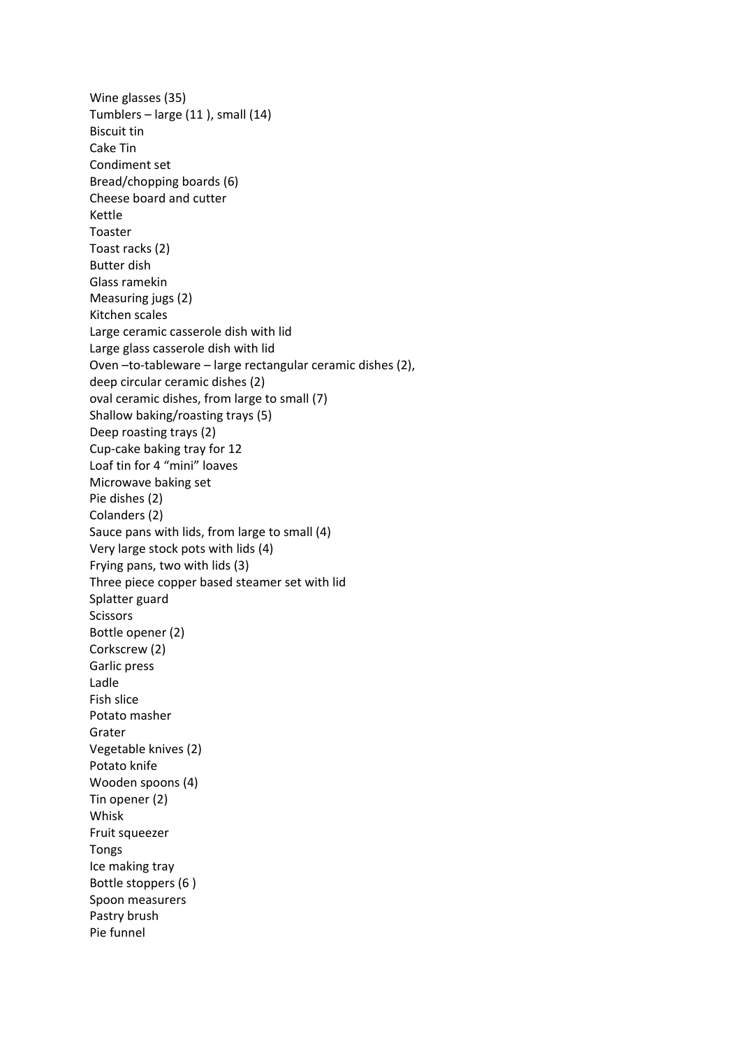Wine glasses (35)
Tumblers – large (11 ), small (14)
Biscuit tin
Cake Tin
Condiment set
Bread/chopping boards (6)
Cheese board and cutter
Kettle
Toaster
Toast racks (2)
Butter dish
Glass ramekin
Measuring jugs (2)
Kitchen scales
Large ceramic casserole dish with lid
Large glass casserole dish with lid
Oven –to-tableware – large rectangular ceramic dishes (2),
deep circular ceramic dishes (2)
oval ceramic dishes, from large to small (7)
Shallow baking/roasting trays (5)
Deep roasting trays (2)
Cup-cake baking tray for 12
Loaf tin for 4 “mini” loaves
Microwave baking set
Pie dishes (2)
Colanders (2)
Sauce pans with lids, from large to small (4)
Very large stock pots with lids (4)
Frying pans, two with lids (3)
Three piece copper based steamer set with lid
Splatter guard
Scissors
Bottle opener (2)
Corkscrew (2)
Garlic press
Ladle
Fish slice
Potato masher
Grater
Vegetable knives (2)
Potato knife
Wooden spoons (4)
Tin opener (2)
Whisk
Fruit squeezer
Tongs
Ice making tray
Bottle stoppers (6 )
Spoon measurers
Pastry brush
Pie funnel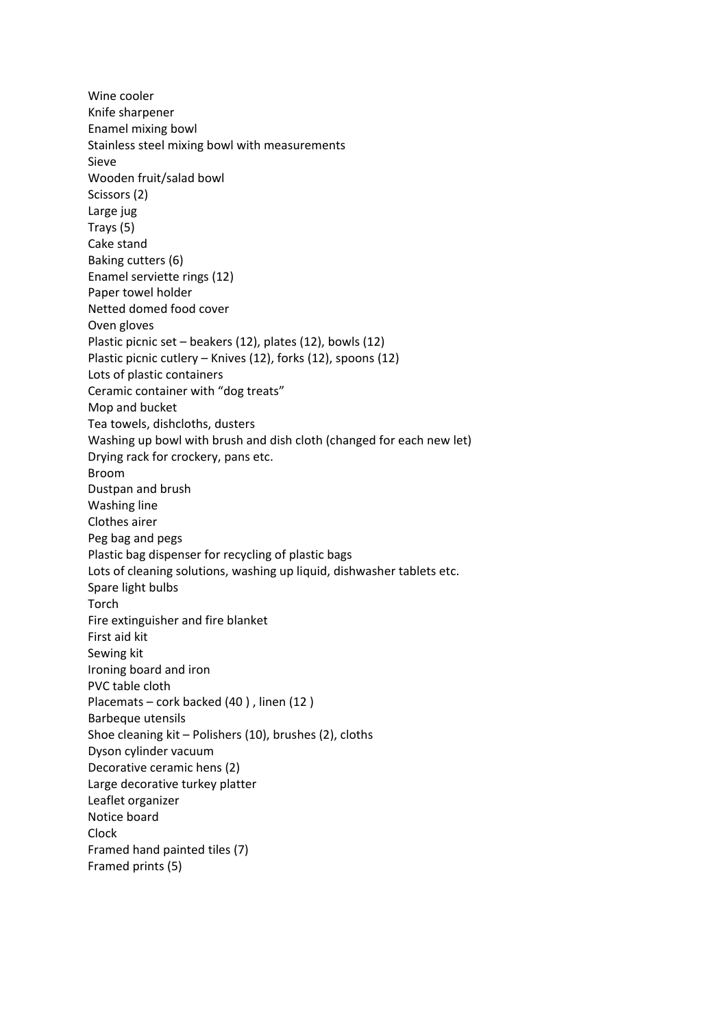Wine cooler
Knife sharpener
Enamel mixing bowl
Stainless steel mixing bowl with measurements
Sieve
Wooden fruit/salad bowl
Scissors (2)
Large jug
Trays (5)
Cake stand
Baking cutters (6)
Enamel serviette rings (12)
Paper towel holder
Netted domed food cover
Oven gloves
Plastic picnic set – beakers (12), plates (12), bowls (12)
Plastic picnic cutlery – Knives (12), forks (12), spoons (12)
Lots of plastic containers
Ceramic container with "dog treats"
Mop and bucket
Tea towels, dishcloths, dusters
Washing up bowl with brush and dish cloth (changed for each new let)
Drying rack for crockery, pans etc.
Broom
Dustpan and brush
Washing line
Clothes airer
Peg bag and pegs
Plastic bag dispenser for recycling of plastic bags
Lots of cleaning solutions, washing up liquid, dishwasher tablets etc.
Spare light bulbs
Torch
Fire extinguisher and fire blanket
First aid kit
Sewing kit
Ironing board and iron
PVC table cloth
Placemats – cork backed (40 ) , linen (12 )
Barbeque utensils
Shoe cleaning kit – Polishers (10), brushes (2), cloths
Dyson cylinder vacuum
Decorative ceramic hens (2)
Large decorative turkey platter
Leaflet organizer
Notice board
Clock
Framed hand painted tiles (7)
Framed prints (5)